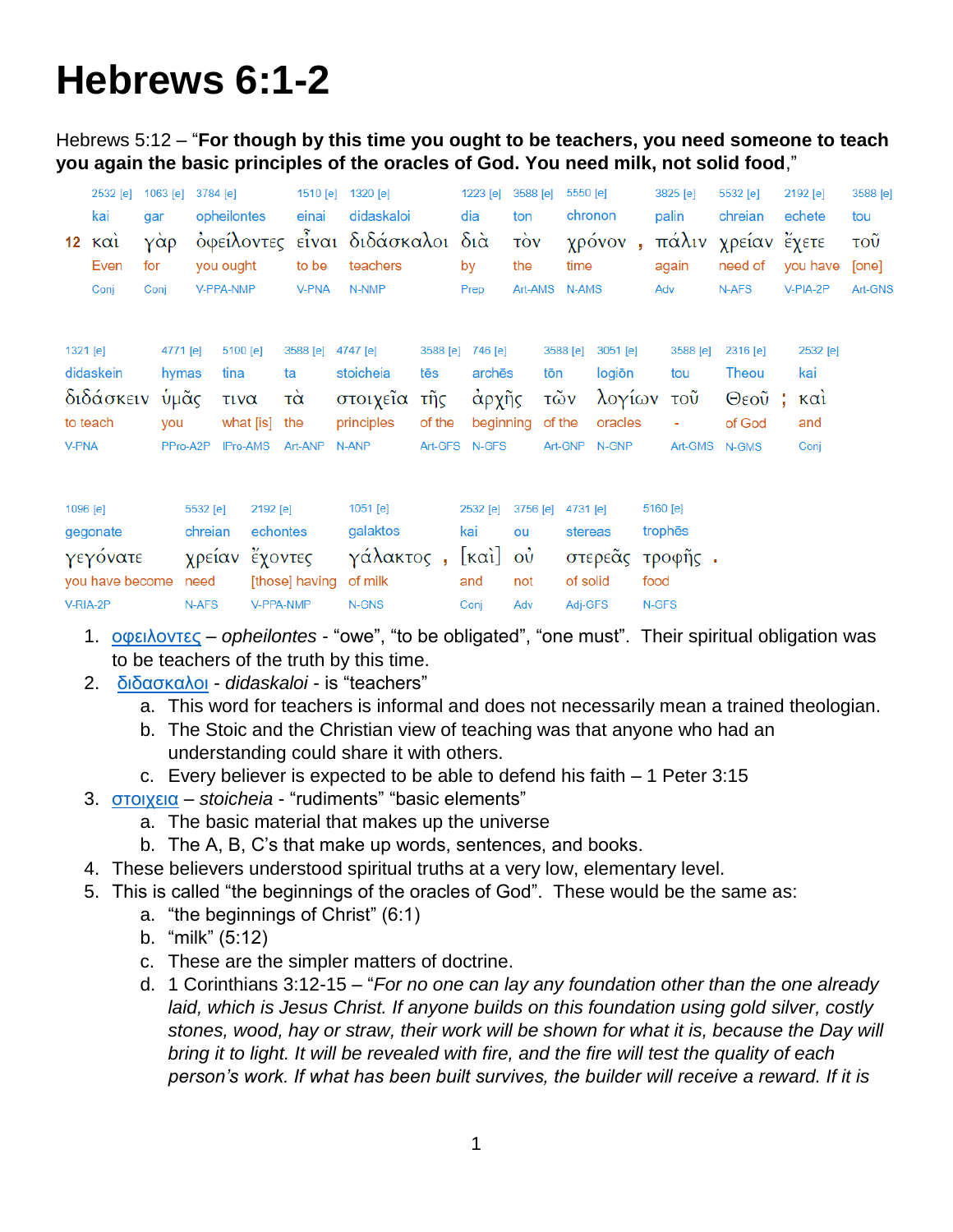# Hebrews 6:1-2

Hebrews 5:12 – "**For though by this time you ought to be teachers, you need someone to teach you again the basic principles of the oracles of God. You need milk, not solid food**,"

| | 2532 [e] | 1063 [e] | 3784 [e] | 1510 [e] | 1320 [e] | 1223 [e] | 3588 [e] | 5550 [e] | | 3825 [e] | 5532 [e] | 2192 [e] | 3588 [e] |
|---|---|---|---|---|---|---|---|---|---|---|---|---|---|
| | kai | gar | opheilontes | einai | didaskaloi | dia | ton | chronon | | palin | chreian | echete | tou |
| **12** | καὶ | γὰρ | ὀφείλοντες | εἶναι | διδάσκαλοι | διὰ | τὸν | χρόνον | , | πάλιν | χρείαν | ἔχετε | τοῦ |
| | Even | for | you ought | to be | teachers | by | the | time | | again | need of | you have | [one] |
| | Conj | Conj | V-PPA-NMP | V-PNA | N-NMP | Prep | Art-AMS | N-AMS | | Adv | N-AFS | V-PIA-2P | Art-GNS |

| 1321 [e] | 4771 [e] | 5100 [e] | 3588 [e] | 4747 [e] | 3588 [e] | 746 [e] | 3588 [e] | 3051 [e] | 3588 [e] | 2316 [e] | | 2532 [e] |
|---|---|---|---|---|---|---|---|---|---|---|---|---|
| didaskein | hymas | tina | ta | stoicheia | tēs | archēs | tōn | logiōn | tou | Theou | | kai |
| διδάσκειν | ὑμᾶς | τινα | τὰ | στοιχεῖα | τῆς | ἀρχῆς | τῶν | λογίων | τοῦ | Θεοῦ | ; | καὶ |
| to teach | you | what [is] | the | principles | of the | beginning | of the | oracles | - | of God | | and |
| V-PNA | PPro-A2P | IPro-AMS | Art-ANP | N-ANP | Art-GFS | N-GFS | Art-GNP | N-GNP | Art-GMS | N-GMS | | Conj |

| 1096 [e] | 5532 [e] | 2192 [e] | 1051 [e] | | 2532 [e] | 3756 [e] | 4731 [e] | 5160 [e] | |
|---|---|---|---|---|---|---|---|---|---|
| gegonate | chreian | echontes | galaktos | | kai | ou | stereas | trophēs | |
| γεγόνατε | χρείαν | ἔχοντες | γάλακτος | , | [καὶ] | οὐ | στερεᾶς | τροφῆς | . |
| you have become | need | [those] having | of milk | | and | not | of solid | food | |
| V-RIA-2P | N-AFS | V-PPA-NMP | N-GNS | | Conj | Adv | Adj-GFS | N-GFS | |

1. οφειλοντες – *opheilontes* - "owe", "to be obligated", "one must". Their spiritual obligation was to be teachers of the truth by this time.
2. διδασκαλοι - *didaskaloi* - is "teachers"
   a. This word for teachers is informal and does not necessarily mean a trained theologian.
   b. The Stoic and the Christian view of teaching was that anyone who had an understanding could share it with others.
   c. Every believer is expected to be able to defend his faith – 1 Peter 3:15
3. στοιχεια – *stoicheia* - "rudiments" "basic elements"
   a. The basic material that makes up the universe
   b. The A, B, C's that make up words, sentences, and books.
4. These believers understood spiritual truths at a very low, elementary level.
5. This is called "the beginnings of the oracles of God". These would be the same as:
   a. "the beginnings of Christ" (6:1)
   b. "milk" (5:12)
   c. These are the simpler matters of doctrine.
   d. 1 Corinthians 3:12-15 – "*For no one can lay any foundation other than the one already laid, which is Jesus Christ. If anyone builds on this foundation using gold silver, costly stones, wood, hay or straw, their work will be shown for what it is, because the Day will bring it to light. It will be revealed with fire, and the fire will test the quality of each person's work. If what has been built survives, the builder will receive a reward. If it is*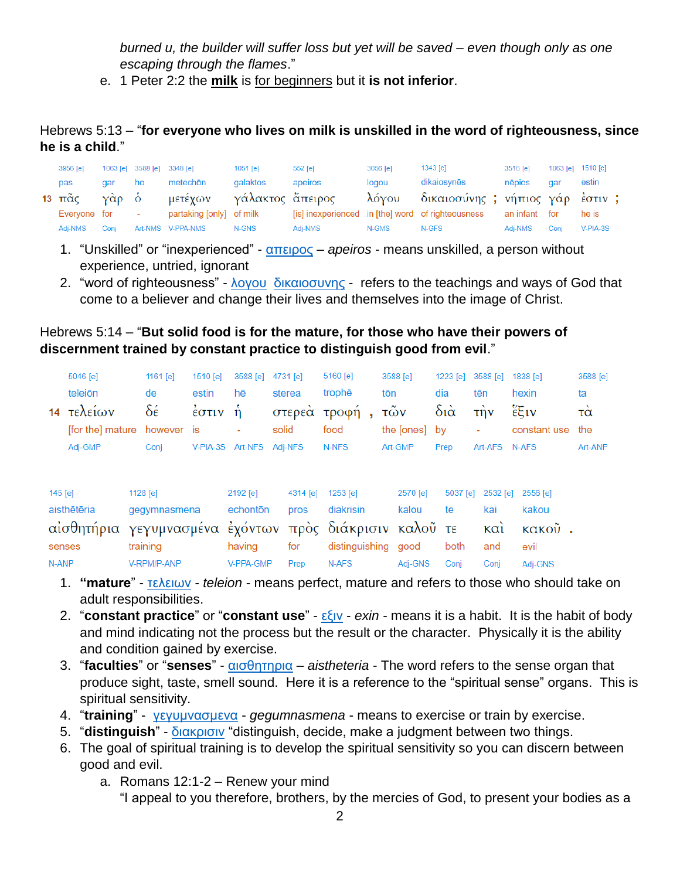*burned u, the builder will suffer loss but yet will be saved – even though only as one escaping through the flames*."

e. 1 Peter 2:2 the **milk** is for beginners but it **is not inferior**.

Hebrews 5:13 – "**for everyone who lives on milk is unskilled in the word of righteousness, since he is a child**."

| | 3956 [e] | 1063 [e] | 3588 [e] | 3348 [e] | 1051 [e] | 552 [e] | 3056 [e] | 1343 [e] | | 3516 [e] | 1063 [e] | 1510 [e] | |
|---|---|---|---|---|---|---|---|---|---|---|---|---|---|
| | pas | gar | ho | metechōn | galaktos | apeiros | logou | dikaiosynēs | | nēpios | gar | estin | |
| 13 | πᾶς | γὰρ | ὁ | μετέχων | γάλακτος | ἄπειρος | λόγου | δικαιοσύνης | ; | νήπιος | γάρ | ἐστιν | ; |
| | Everyone | for | - | partaking [only] | of milk | [is] inexperienced | in [the] word | of righteousness | | an infant | for | he is | |
| | Adj-NMS | Conj | Art-NMS | V-PPA-NMS | N-GNS | Adj-NMS | N-GMS | N-GFS | | Adj-NMS | Conj | V-PIA-3S | |

1. "Unskilled" or "inexperienced" - απειρος – *apeiros* - means unskilled, a person without experience, untried, ignorant
2. "word of righteousness" - λογου δικαιοσυνης - refers to the teachings and ways of God that come to a believer and change their lives and themselves into the image of Christ.

Hebrews 5:14 – "**But solid food is for the mature, for those who have their powers of discernment trained by constant practice to distinguish good from evil**."

| | 5046 [e] | 1161 [e] | 1510 [e] | 3588 [e] | 4731 [e] | 5160 [e] | | 3588 [e] | 1223 [e] | 3588 [e] | 1838 [e] | 3588 [e] |
|---|---|---|---|---|---|---|---|---|---|---|---|---|
| | teleiōn | de | estin | hē | sterea | trophē | | tōn | dia | tēn | hexin | ta |
| 14 | τελείων | δέ | ἐστιν | ἡ | στερεὰ | τροφή | , | τῶν | διὰ | τὴν | ἕξιν | τὰ |
| | [for the] mature | however | is | - | solid | food | | the [ones] | by | - | constant use | the |
| | Adj-GMP | Conj | V-PIA-3S | Art-NFS | Adj-NFS | N-NFS | | Art-GMP | Prep | Art-AFS | N-AFS | Art-ANP |

| 145 [e] | 1128 [e] | 2192 [e] | 4314 [e] | 1253 [e] | 2570 [e] | 5037 [e] | 2532 [e] | 2556 [e] | |
|---|---|---|---|---|---|---|---|---|---|
| aisthētēria | gegymnasmena | echontōn | pros | diakrisin | kalou | te | kai | kakou | |
| αἰσθητήρια | γεγυμνασμένα | ἐχόντων | πρὸς | διάκρισιν | καλοῦ | τε | καὶ | κακοῦ | . |
| senses | training | having | for | distinguishing | good | both | and | evil | |
| N-ANP | V-RPM/P-ANP | V-PPA-GMP | Prep | N-AFS | Adj-GNS | Conj | Conj | Adj-GNS | |

1. **"mature"** - τελειων - *teleion* - means perfect, mature and refers to those who should take on adult responsibilities.
2. "**constant practice**" or "**constant use**" - εξιν - *exin* - means it is a habit. It is the habit of body and mind indicating not the process but the result or the character. Physically it is the ability and condition gained by exercise.
3. "**faculties**" or "**senses**" - αισθητηρια – *aistheteria* - The word refers to the sense organ that produce sight, taste, smell sound. Here it is a reference to the "spiritual sense" organs. This is spiritual sensitivity.
4. "**training**" - γεγυμνασμενα - *gegumnasmena* - means to exercise or train by exercise.
5. "**distinguish**" - διακρισιν "distinguish, decide, make a judgment between two things.
6. The goal of spiritual training is to develop the spiritual sensitivity so you can discern between good and evil.
   a. Romans 12:1-2 – Renew your mind
      "I appeal to you therefore, brothers, by the mercies of God, to present your bodies as a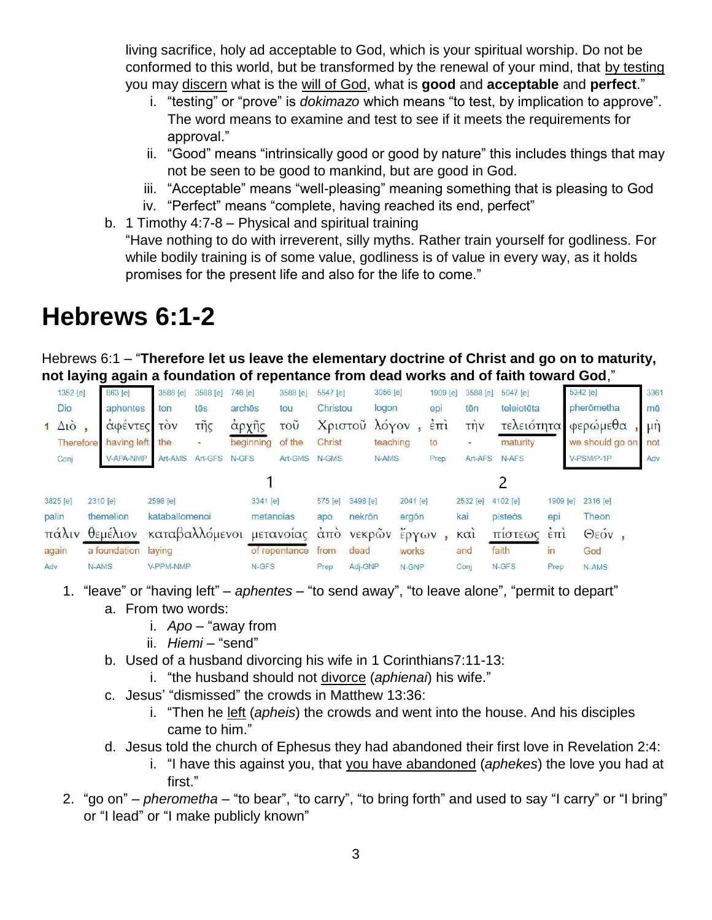living sacrifice, holy ad acceptable to God, which is your spiritual worship. Do not be conformed to this world, but be transformed by the renewal of your mind, that by testing you may discern what is the will of God, what is **good** and **acceptable** and **perfect**."

   i. "testing" or "prove" is *dokimazo* which means "to test, by implication to approve". The word means to examine and test to see if it meets the requirements for approval."
   ii. "Good" means "intrinsically good or good by nature" this includes things that may not be seen to be good to mankind, but are good in God.
   iii. "Acceptable" means "well-pleasing" meaning something that is pleasing to God
   iv. "Perfect" means "complete, having reached its end, perfect"

b. 1 Timothy 4:7-8 – Physical and spiritual training
"Have nothing to do with irreverent, silly myths. Rather train yourself for godliness. For while bodily training is of some value, godliness is of value in every way, as it holds promises for the present life and also for the life to come."

# Hebrews 6:1-2

Hebrews 6:1 – "**Therefore let us leave the elementary doctrine of Christ and go on to maturity, not laying again a foundation of repentance from dead works and of faith toward God**,"

| 1352 [e] | 863 [e] | 3588 [e] | 3588 [e] | 746 [e] | 3588 [e] | 5547 [e] | 3056 [e] | 1909 [e] | 3588 [e] | 5047 [e] | 5342 [e] | 3361 |
|---|---|---|---|---|---|---|---|---|---|---|---|---|
| Dio | aphentes | ton | tēs | archēs | tou | Christou | logon | epi | tēn | teleiotēta | pherōmetha | mē |
| 1 Διὸ , | ἀφέντες | τὸν | τῆς | ἀρχῆς | τοῦ | Χριστοῦ | λόγον , | ἐπὶ | τὴν | τελειότητα | φερώμεθα , | μὴ |
| Therefore | having left | the | - | beginning | of the | Christ | teaching | to | - | maturity | we should go on | not |
| Conj | V-APA-NMP | Art-AMS | Art-GFS | N-GFS | Art-GMS | N-GMS | N-AMS | Prep | Art-AFS | N-AFS | V-PSM/P-1P | Adv |

| 3825 [e] | 2310 [e] | 2598 [e] | 3341 [e] | 575 [e] | 3498 [e] | 2041 [e] | 2532 [e] | 4102 [e] | 1909 [e] | 2316 [e] |
|---|---|---|---|---|---|---|---|---|---|---|
| palin | themelion | kataballomenoi | metanoias | apo | nekrōn | ergōn | kai | pisteōs | epi | Theon |
| πάλιν | θεμέλιον | καταβαλλόμενοι | μετανοίας | ἀπὸ | νεκρῶν | ἔργων , | καὶ | πίστεως | ἐπὶ | Θεόν , |
| again | a foundation | laying | of repentance | from | dead | works | and | faith | in | God |
| Adv | N-AMS | V-PPM-NMP | N-GFS | Prep | Adj-GNP | N-GNP | Conj | N-GFS | Prep | N-AMS |

1. "leave" or "having left" – *aphentes* – "to send away", "to leave alone", "permit to depart"
   a. From two words:
      i. *Apo* – "away from
      ii. *Hiemi* – "send"
   b. Used of a husband divorcing his wife in 1 Corinthians7:11-13:
      i. "the husband should not divorce (*aphienai*) his wife."
   c. Jesus' "dismissed" the crowds in Matthew 13:36:
      i. "Then he left (*apheis*) the crowds and went into the house. And his disciples came to him."
   d. Jesus told the church of Ephesus they had abandoned their first love in Revelation 2:4:
      i. "I have this against you, that you have abandoned (*aphekes*) the love you had at first."
2. "go on" – *pherometha* – "to bear", "to carry", "to bring forth" and used to say "I carry" or "I bring" or "I lead" or "I make publicly known"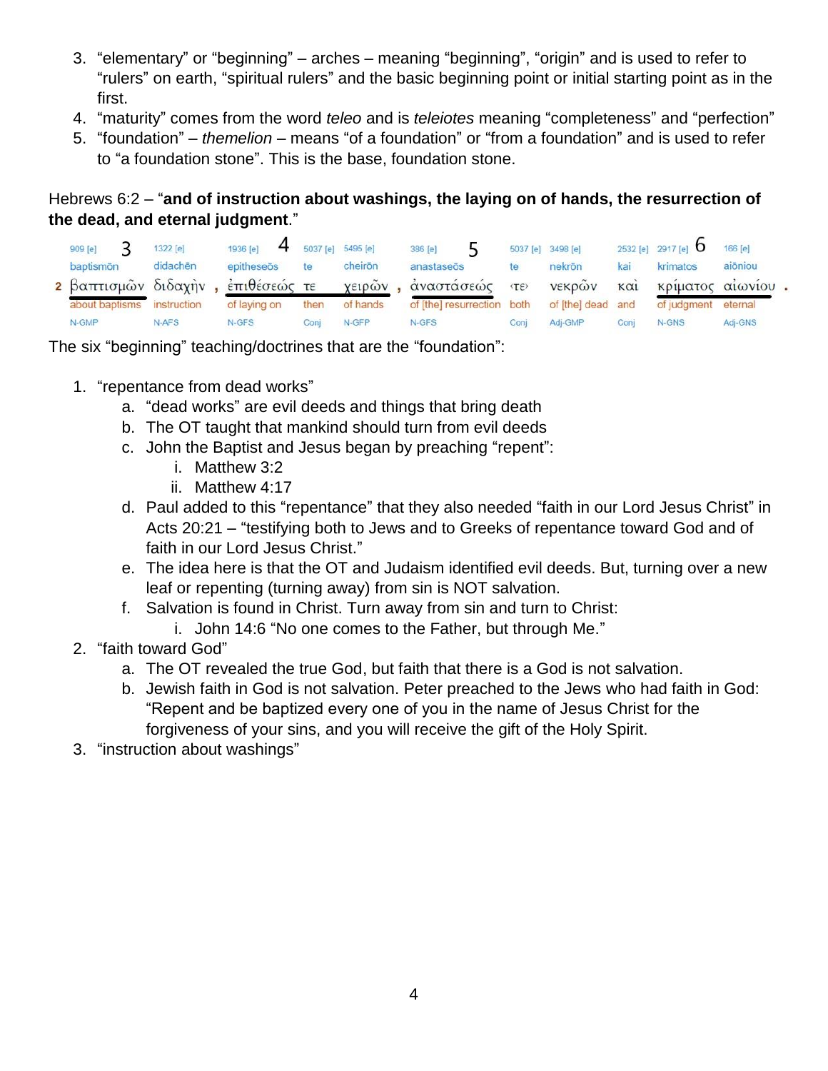3. “elementary” or “beginning” – arches – meaning “beginning”, “origin” and is used to refer to “rulers” on earth, “spiritual rulers” and the basic beginning point or initial starting point as in the first.
4. “maturity” comes from the word *teleo* and is *teleiotes* meaning “completeness” and “perfection”
5. “foundation” – *themelion* – means “of a foundation” or “from a foundation” and is used to refer to “a foundation stone”. This is the base, foundation stone.

Hebrews 6:2 – “**and of instruction about washings, the laying on of hands, the resurrection of the dead, and eternal judgment**.”

| | 3 | | 4 | | | 5 | | | | 6 | |
|---|---|---|---|---|---|---|---|---|---|---|---|
| | 909 [e] | 1322 [e] | 1936 [e] | 5037 [e] | 5495 [e] | 386 [e] | 5037 [e] | 3498 [e] | 2532 [e] | 2917 [e] | 166 [e] |
| | baptismōn | didachēn | epitheseōs | te | cheirōn | anastaseōs | te | nekrōn | kai | krimatos | aiōniou |
| 2 | βαπτισμῶν | διδαχὴν , | ἐπιθέσεώς | τε | χειρῶν , | ἀναστάσεώς | ‹τε› | νεκρῶν | καὶ | κρίματος | αἰωνίου . |
| | about baptisms | instruction | of laying on | then | of hands | of [the] resurrection | both | of [the] dead | and | of judgment | eternal |
| | N-GMP | N-AFS | N-GFS | Conj | N-GFP | N-GFS | Conj | Adj-GMP | Conj | N-GNS | Adj-GNS |

The six “beginning” teaching/doctrines that are the “foundation”:

1. “repentance from dead works”
    a. “dead works” are evil deeds and things that bring death
    b. The OT taught that mankind should turn from evil deeds
    c. John the Baptist and Jesus began by preaching “repent”:
        i. Matthew 3:2
        ii. Matthew 4:17
    d. Paul added to this “repentance” that they also needed “faith in our Lord Jesus Christ” in Acts 20:21 – “testifying both to Jews and to Greeks of repentance toward God and of faith in our Lord Jesus Christ.”
    e. The idea here is that the OT and Judaism identified evil deeds. But, turning over a new leaf or repenting (turning away) from sin is NOT salvation.
    f. Salvation is found in Christ. Turn away from sin and turn to Christ:
        i. John 14:6 “No one comes to the Father, but through Me.”
2. “faith toward God”
    a. The OT revealed the true God, but faith that there is a God is not salvation.
    b. Jewish faith in God is not salvation. Peter preached to the Jews who had faith in God: “Repent and be baptized every one of you in the name of Jesus Christ for the forgiveness of your sins, and you will receive the gift of the Holy Spirit.
3. “instruction about washings”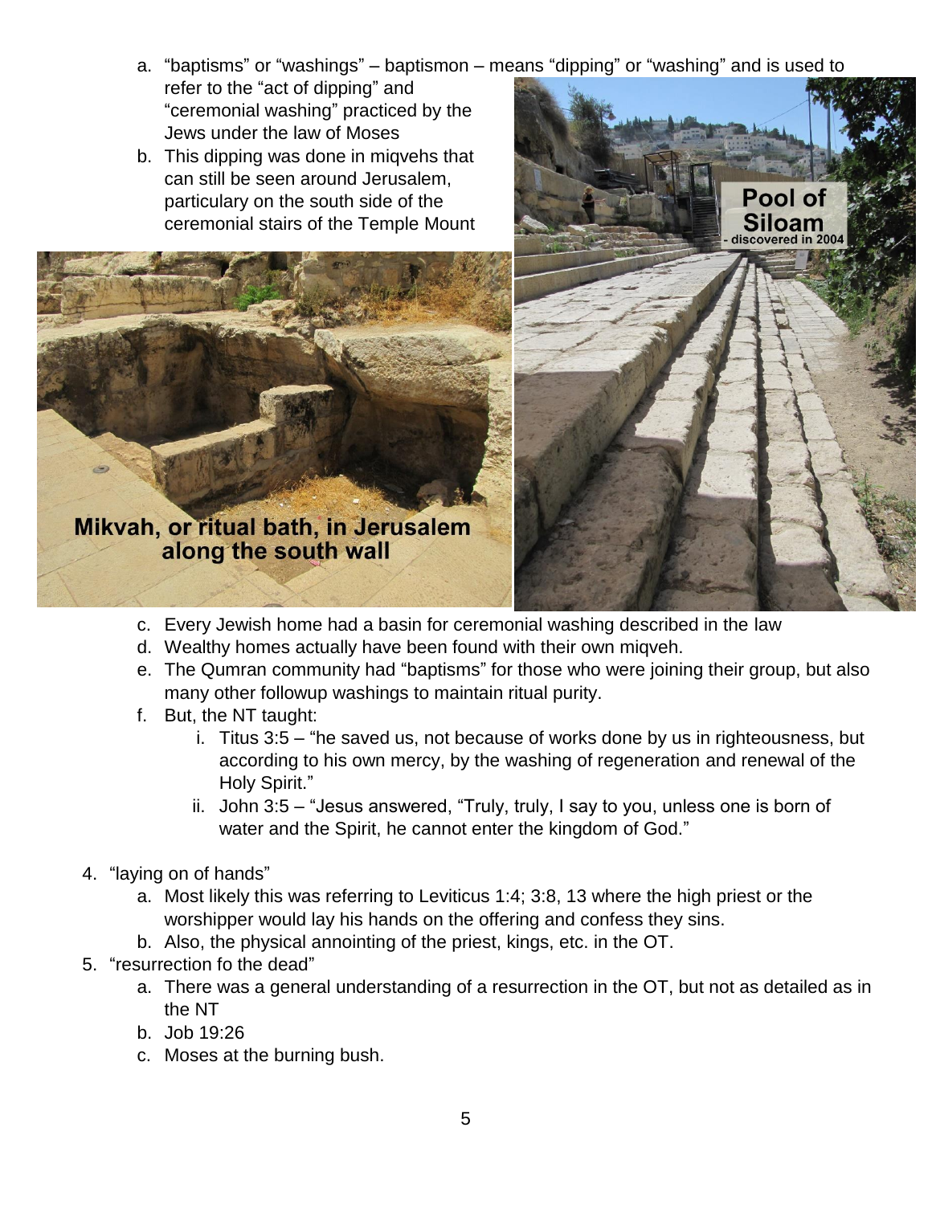a. "baptisms" or "washings" – baptismon – means "dipping" or "washing" and is used to refer to the "act of dipping" and "ceremonial washing" practiced by the Jews under the law of Moses
b. This dipping was done in miqvehs that can still be seen around Jerusalem, particulary on the south side of the ceremonial stairs of the Temple Mount

Mikvah, or ritual bath, in Jerusalem along the south wall

Pool of Siloam - discovered in 2004

c. Every Jewish home had a basin for ceremonial washing described in the law
d. Wealthy homes actually have been found with their own miqveh.
e. The Qumran community had "baptisms" for those who were joining their group, but also many other followup washings to maintain ritual purity.
f. But, the NT taught:
    i. Titus 3:5 – "he saved us, not because of works done by us in righteousness, but according to his own mercy, by the washing of regeneration and renewal of the Holy Spirit."
    ii. John 3:5 – "Jesus answered, "Truly, truly, I say to you, unless one is born of water and the Spirit, he cannot enter the kingdom of God."

4. "laying on of hands"
    a. Most likely this was referring to Leviticus 1:4; 3:8, 13 where the high priest or the worshipper would lay his hands on the offering and confess they sins.
    b. Also, the physical annointing of the priest, kings, etc. in the OT.
5. "resurrection fo the dead"
    a. There was a general understanding of a resurrection in the OT, but not as detailed as in the NT
    b. Job 19:26
    c. Moses at the burning bush.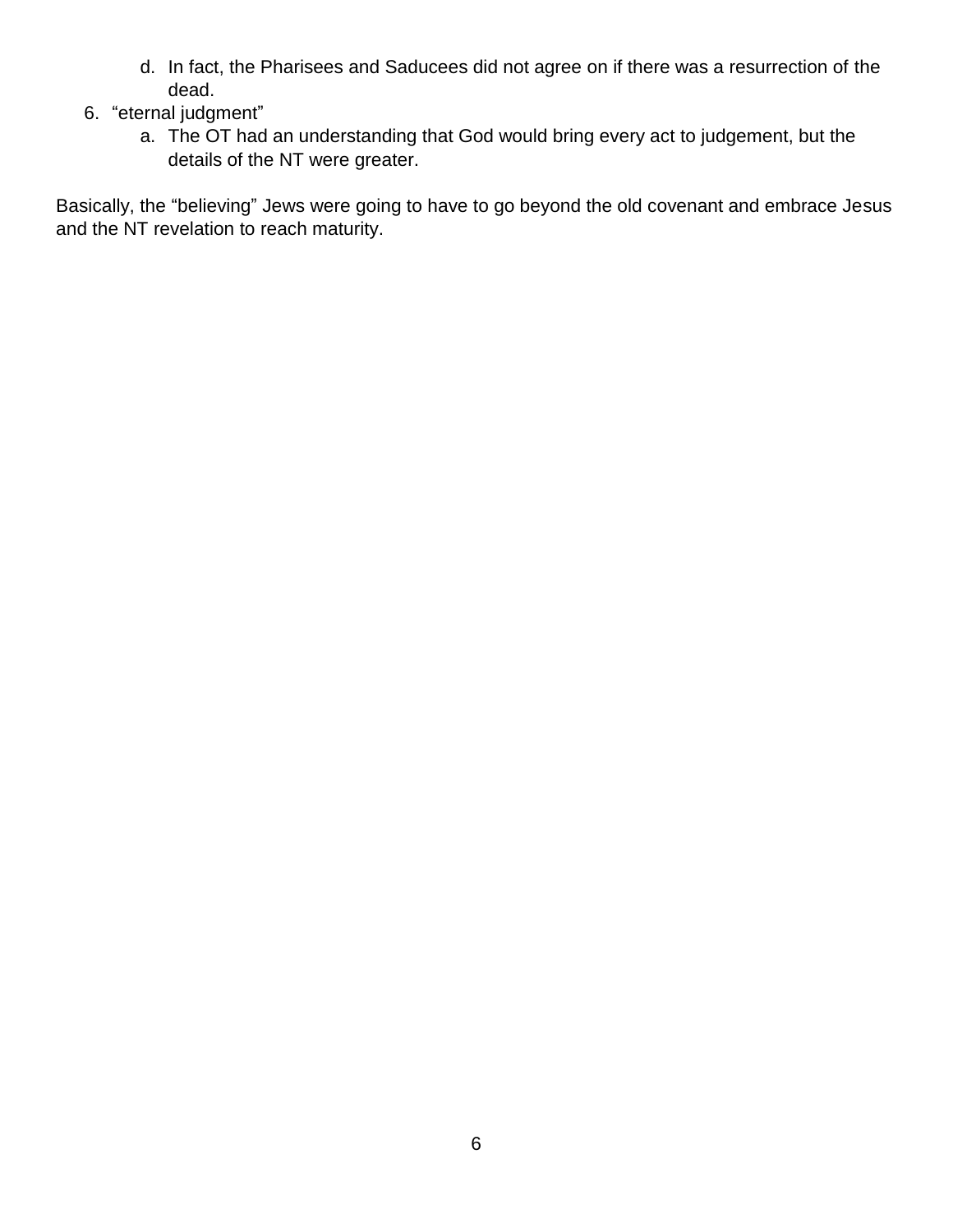d. In fact, the Pharisees and Saducees did not agree on if there was a resurrection of the dead.

6. "eternal judgment"
   a. The OT had an understanding that God would bring every act to judgement, but the details of the NT were greater.

Basically, the "believing" Jews were going to have to go beyond the old covenant and embrace Jesus and the NT revelation to reach maturity.